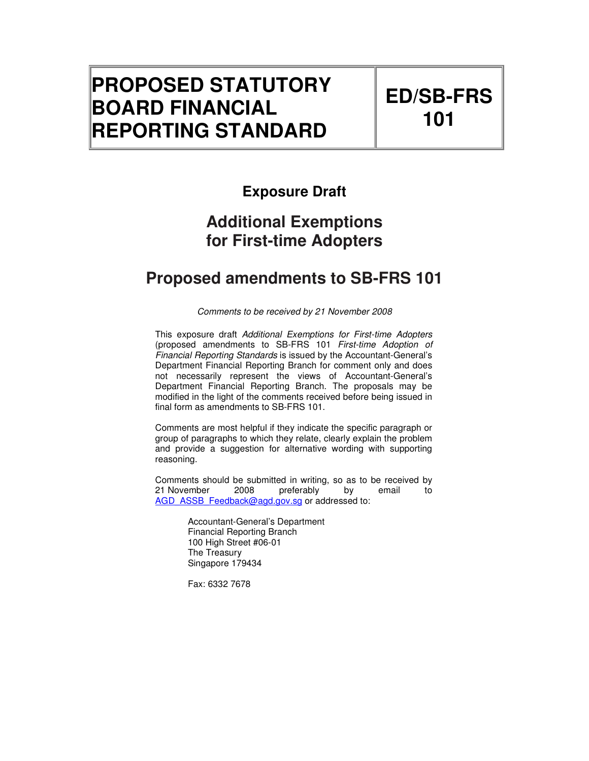| PROPOSED STATUTORY BOARD FINANCIAL REPORTING STANDARD | ED/SB-FRS 101 |
| --- | --- |

## Exposure Draft

# Additional Exemptions for First-time Adopters

# Proposed amendments to SB-FRS 101

*Comments to be received by 21 November 2008*

This exposure draft *Additional Exemptions for First-time Adopters* (proposed amendments to SB-FRS 101 *First-time Adoption of Financial Reporting Standards* is issued by the Accountant-General's Department Financial Reporting Branch for comment only and does not necessarily represent the views of Accountant-General's Department Financial Reporting Branch. The proposals may be modified in the light of the comments received before being issued in final form as amendments to SB-FRS 101.

Comments are most helpful if they indicate the specific paragraph or group of paragraphs to which they relate, clearly explain the problem and provide a suggestion for alternative wording with supporting reasoning.

Comments should be submitted in writing, so as to be received by 21 November 2008 preferably by email to AGD_ASSB_Feedback@agd.gov.sg or addressed to:

Accountant-General's Department
Financial Reporting Branch
100 High Street #06-01
The Treasury
Singapore 179434

Fax: 6332 7678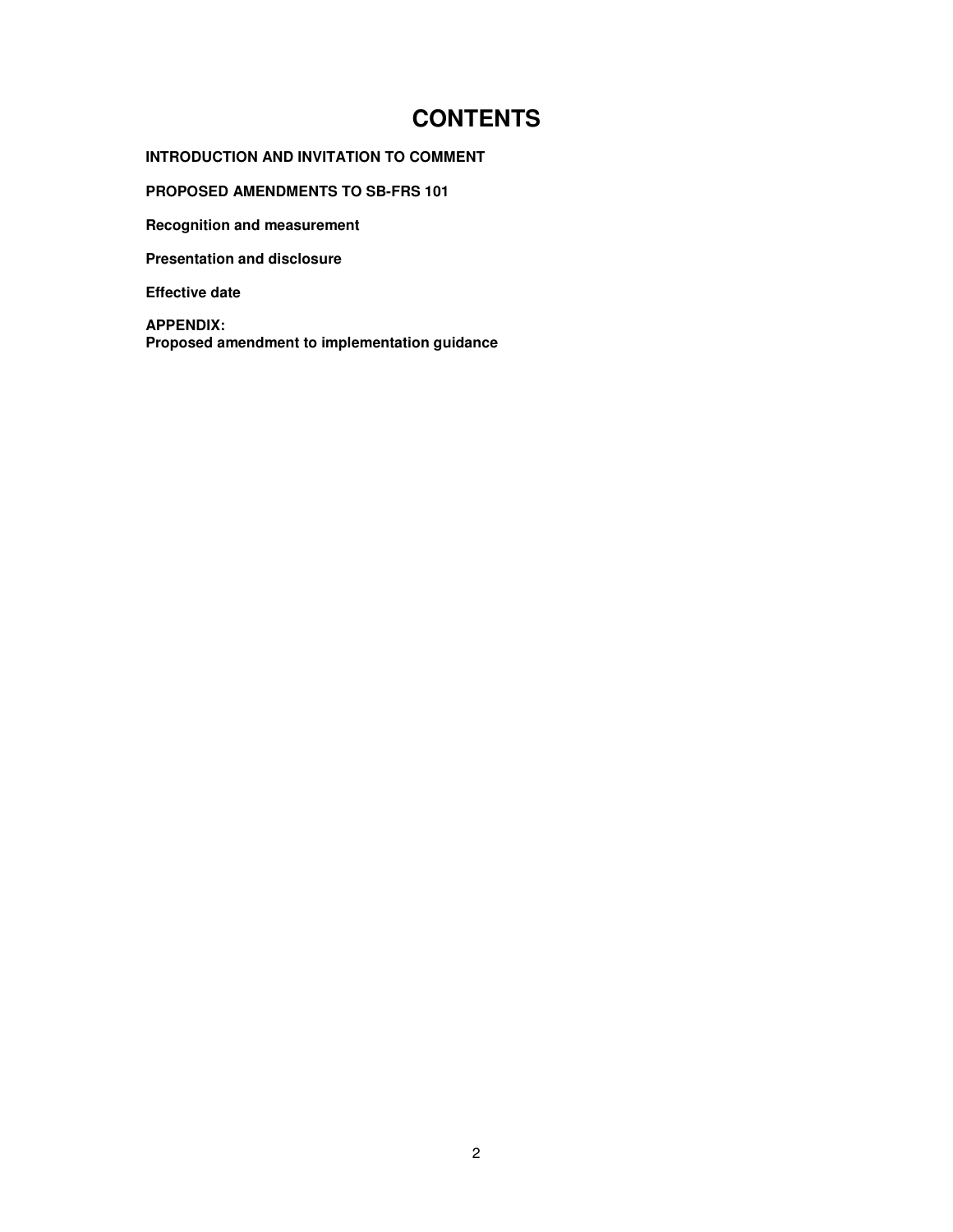# CONTENTS

**INTRODUCTION AND INVITATION TO COMMENT**

**PROPOSED AMENDMENTS TO SB-FRS 101**

**Recognition and measurement**

**Presentation and disclosure**

**Effective date**

**APPENDIX:**
**Proposed amendment to implementation guidance**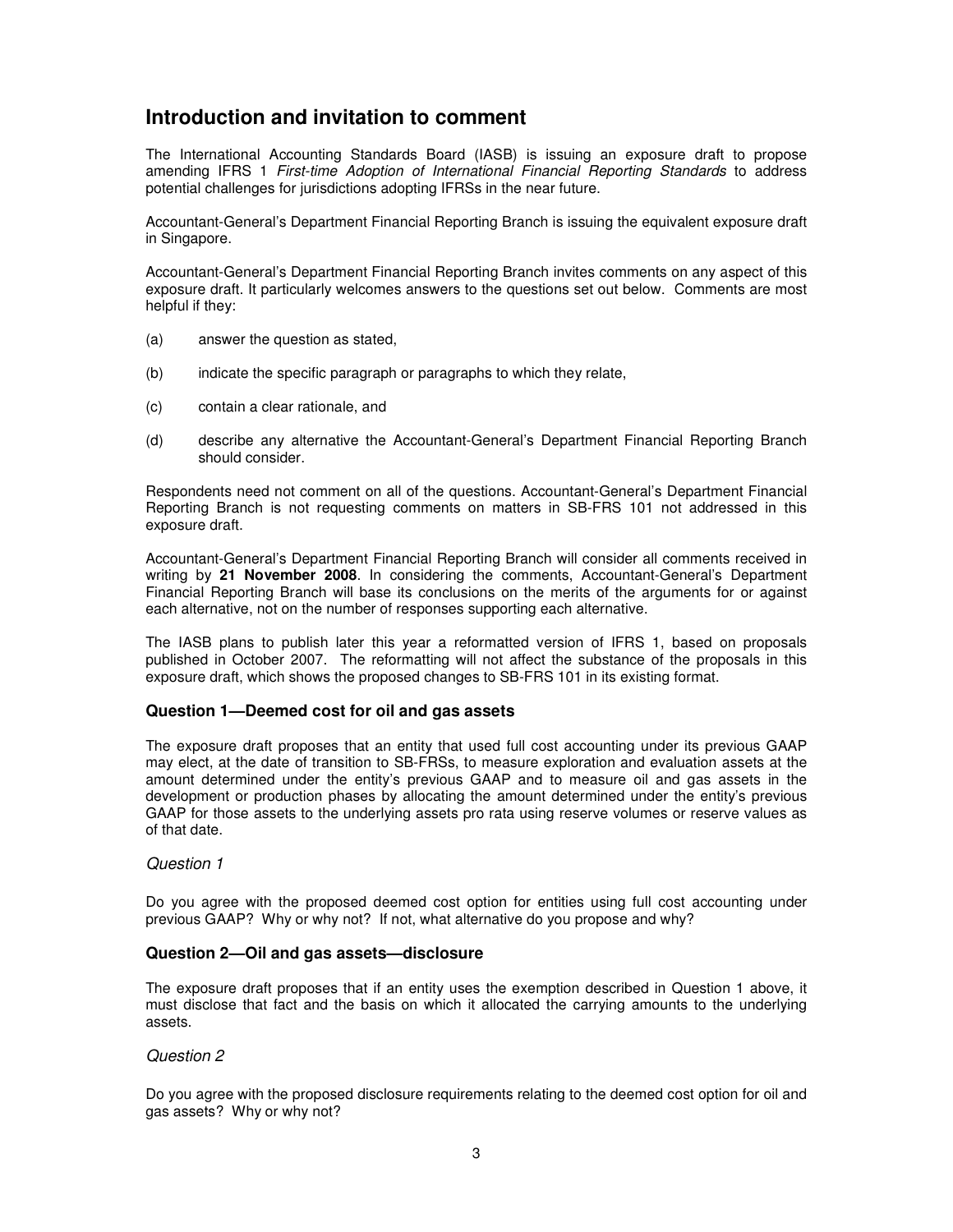## Introduction and invitation to comment

The International Accounting Standards Board (IASB) is issuing an exposure draft to propose amending IFRS 1 *First-time Adoption of International Financial Reporting Standards* to address potential challenges for jurisdictions adopting IFRSs in the near future.

Accountant-General's Department Financial Reporting Branch is issuing the equivalent exposure draft in Singapore.

Accountant-General's Department Financial Reporting Branch invites comments on any aspect of this exposure draft. It particularly welcomes answers to the questions set out below. Comments are most helpful if they:

(a) answer the question as stated,

(b) indicate the specific paragraph or paragraphs to which they relate,

(c) contain a clear rationale, and

(d) describe any alternative the Accountant-General's Department Financial Reporting Branch should consider.

Respondents need not comment on all of the questions. Accountant-General's Department Financial Reporting Branch is not requesting comments on matters in SB-FRS 101 not addressed in this exposure draft.

Accountant-General's Department Financial Reporting Branch will consider all comments received in writing by **21 November 2008**. In considering the comments, Accountant-General's Department Financial Reporting Branch will base its conclusions on the merits of the arguments for or against each alternative, not on the number of responses supporting each alternative.

The IASB plans to publish later this year a reformatted version of IFRS 1, based on proposals published in October 2007. The reformatting will not affect the substance of the proposals in this exposure draft, which shows the proposed changes to SB-FRS 101 in its existing format.

### Question 1—Deemed cost for oil and gas assets

The exposure draft proposes that an entity that used full cost accounting under its previous GAAP may elect, at the date of transition to SB-FRSs, to measure exploration and evaluation assets at the amount determined under the entity's previous GAAP and to measure oil and gas assets in the development or production phases by allocating the amount determined under the entity's previous GAAP for those assets to the underlying assets pro rata using reserve volumes or reserve values as of that date.

*Question 1*

Do you agree with the proposed deemed cost option for entities using full cost accounting under previous GAAP? Why or why not? If not, what alternative do you propose and why?

### Question 2—Oil and gas assets—disclosure

The exposure draft proposes that if an entity uses the exemption described in Question 1 above, it must disclose that fact and the basis on which it allocated the carrying amounts to the underlying assets.

*Question 2*

Do you agree with the proposed disclosure requirements relating to the deemed cost option for oil and gas assets? Why or why not?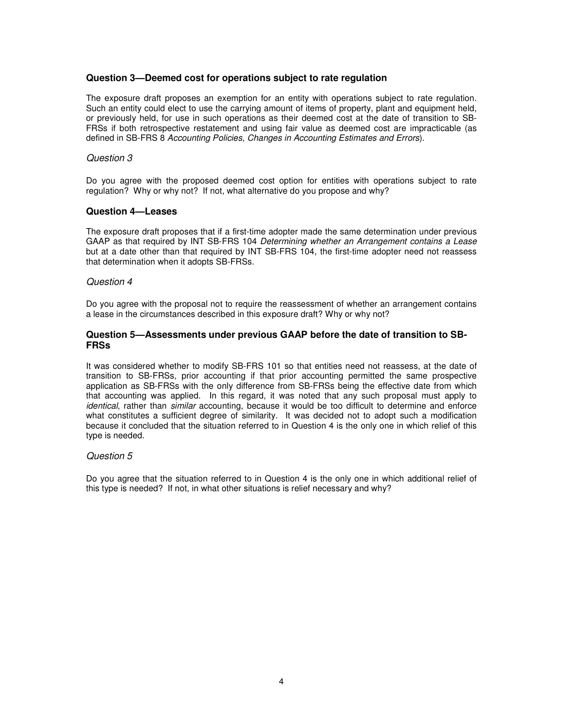### Question 3—Deemed cost for operations subject to rate regulation

The exposure draft proposes an exemption for an entity with operations subject to rate regulation. Such an entity could elect to use the carrying amount of items of property, plant and equipment held, or previously held, for use in such operations as their deemed cost at the date of transition to SB-FRSs if both retrospective restatement and using fair value as deemed cost are impracticable (as defined in SB-FRS 8 *Accounting Policies, Changes in Accounting Estimates and Errors*).

*Question 3*

Do you agree with the proposed deemed cost option for entities with operations subject to rate regulation? Why or why not? If not, what alternative do you propose and why?

### Question 4—Leases

The exposure draft proposes that if a first-time adopter made the same determination under previous GAAP as that required by INT SB-FRS 104 *Determining whether an Arrangement contains a Lease* but at a date other than that required by INT SB-FRS 104, the first-time adopter need not reassess that determination when it adopts SB-FRSs.

*Question 4*

Do you agree with the proposal not to require the reassessment of whether an arrangement contains a lease in the circumstances described in this exposure draft? Why or why not?

### Question 5—Assessments under previous GAAP before the date of transition to SB-FRSs

It was considered whether to modify SB-FRS 101 so that entities need not reassess, at the date of transition to SB-FRSs, prior accounting if that prior accounting permitted the same prospective application as SB-FRSs with the only difference from SB-FRSs being the effective date from which that accounting was applied. In this regard, it was noted that any such proposal must apply to *identical*, rather than *similar* accounting, because it would be too difficult to determine and enforce what constitutes a sufficient degree of similarity. It was decided not to adopt such a modification because it concluded that the situation referred to in Question 4 is the only one in which relief of this type is needed.

*Question 5*

Do you agree that the situation referred to in Question 4 is the only one in which additional relief of this type is needed? If not, in what other situations is relief necessary and why?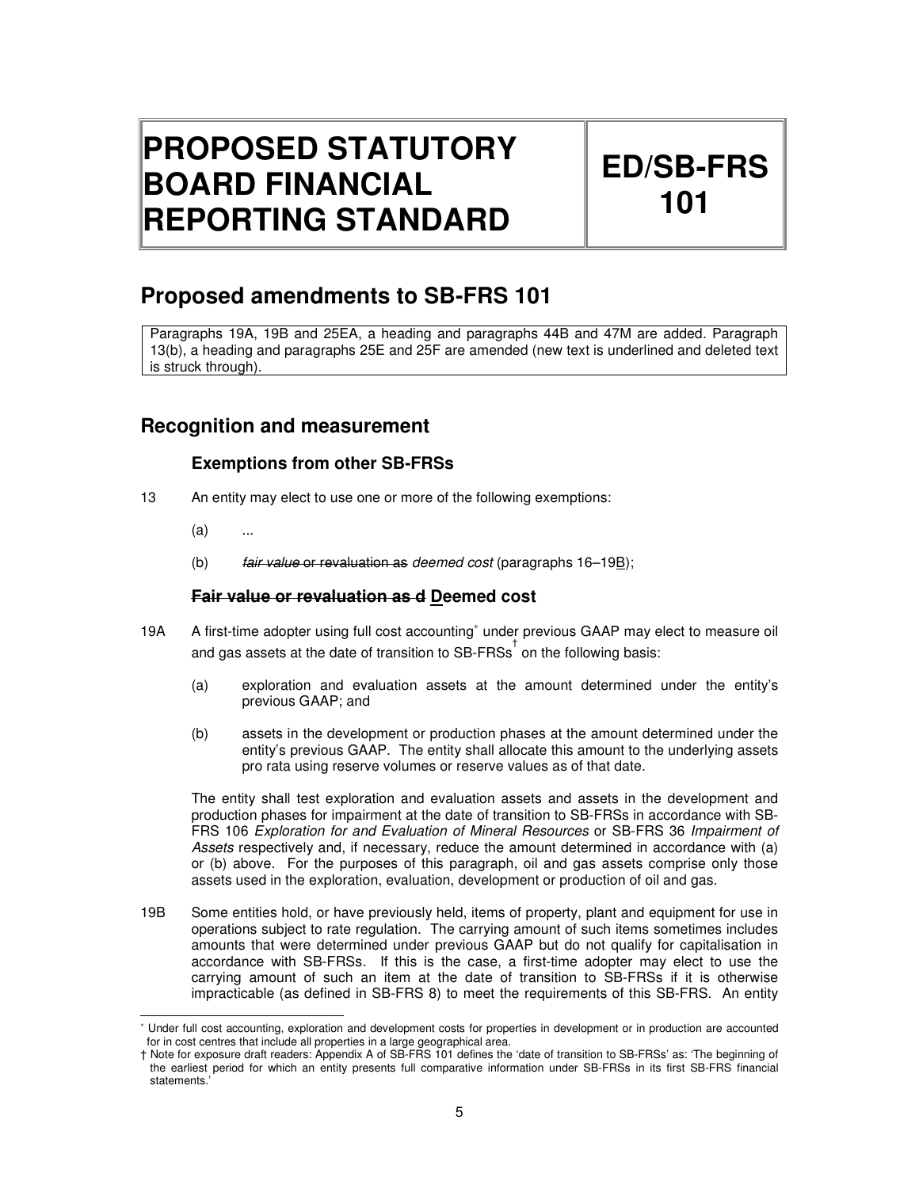# PROPOSED STATUTORY BOARD FINANCIAL REPORTING STANDARD

# ED/SB-FRS 101

## Proposed amendments to SB-FRS 101

Paragraphs 19A, 19B and 25EA, a heading and paragraphs 44B and 47M are added. Paragraph 13(b), a heading and paragraphs 25E and 25F are amended (new text is underlined and deleted text is struck through).

## Recognition and measurement

### Exemptions from other SB-FRSs

13 An entity may elect to use one or more of the following exemptions:

(a) ...

(b) ~~*fair value* or revaluation as~~ *deemed cost* (paragraphs 16–19<u>B</u>);

### ~~Fair value or revaluation as d~~ <u>D</u>eemed cost

19A A first-time adopter using full cost accounting* under previous GAAP may elect to measure oil and gas assets at the date of transition to SB-FRSs† on the following basis:

(a) exploration and evaluation assets at the amount determined under the entity's previous GAAP; and

(b) assets in the development or production phases at the amount determined under the entity's previous GAAP. The entity shall allocate this amount to the underlying assets pro rata using reserve volumes or reserve values as of that date.

The entity shall test exploration and evaluation assets and assets in the development and production phases for impairment at the date of transition to SB-FRSs in accordance with SB-FRS 106 *Exploration for and Evaluation of Mineral Resources* or SB-FRS 36 *Impairment of Assets* respectively and, if necessary, reduce the amount determined in accordance with (a) or (b) above. For the purposes of this paragraph, oil and gas assets comprise only those assets used in the exploration, evaluation, development or production of oil and gas.

19B Some entities hold, or have previously held, items of property, plant and equipment for use in operations subject to rate regulation. The carrying amount of such items sometimes includes amounts that were determined under previous GAAP but do not qualify for capitalisation in accordance with SB-FRSs. If this is the case, a first-time adopter may elect to use the carrying amount of such an item at the date of transition to SB-FRSs if it is otherwise impracticable (as defined in SB-FRS 8) to meet the requirements of this SB-FRS. An entity

---

* Under full cost accounting, exploration and development costs for properties in development or in production are accounted for in cost centres that include all properties in a large geographical area.

† Note for exposure draft readers: Appendix A of SB-FRS 101 defines the 'date of transition to SB-FRSs' as: 'The beginning of the earliest period for which an entity presents full comparative information under SB-FRSs in its first SB-FRS financial statements.'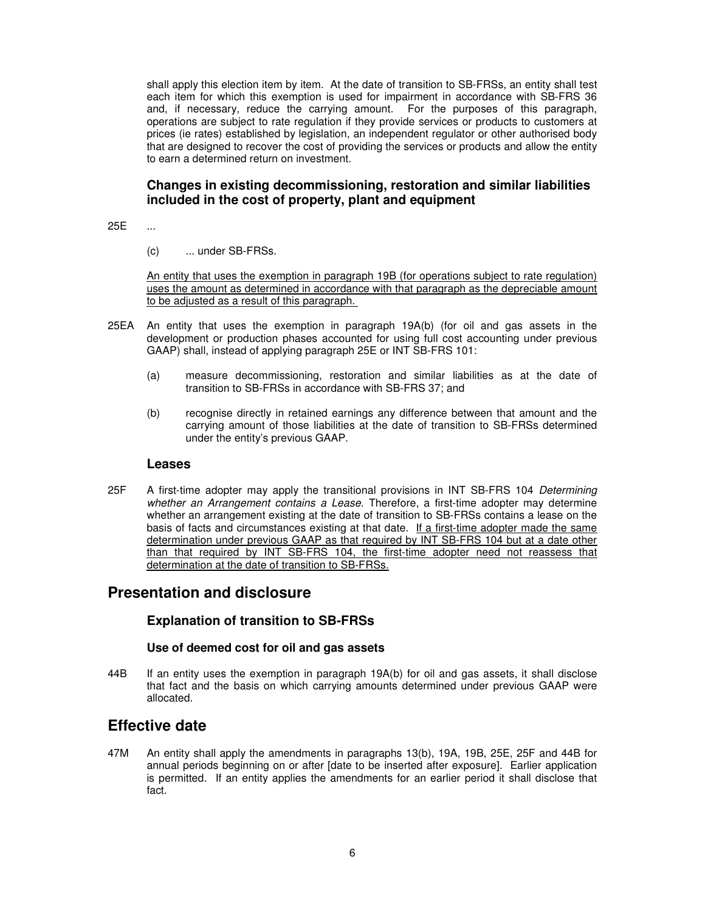shall apply this election item by item. At the date of transition to SB-FRSs, an entity shall test each item for which this exemption is used for impairment in accordance with SB-FRS 36 and, if necessary, reduce the carrying amount. For the purposes of this paragraph, operations are subject to rate regulation if they provide services or products to customers at prices (ie rates) established by legislation, an independent regulator or other authorised body that are designed to recover the cost of providing the services or products and allow the entity to earn a determined return on investment.

### Changes in existing decommissioning, restoration and similar liabilities included in the cost of property, plant and equipment

25E ...

(c) ... under SB-FRSs.

<u>An entity that uses the exemption in paragraph 19B (for operations subject to rate regulation) uses the amount as determined in accordance with that paragraph as the depreciable amount to be adjusted as a result of this paragraph.</u>

25EA An entity that uses the exemption in paragraph 19A(b) (for oil and gas assets in the development or production phases accounted for using full cost accounting under previous GAAP) shall, instead of applying paragraph 25E or INT SB-FRS 101:

(a) measure decommissioning, restoration and similar liabilities as at the date of transition to SB-FRSs in accordance with SB-FRS 37; and

(b) recognise directly in retained earnings any difference between that amount and the carrying amount of those liabilities at the date of transition to SB-FRSs determined under the entity's previous GAAP.

### Leases

25F A first-time adopter may apply the transitional provisions in INT SB-FRS 104 *Determining whether an Arrangement contains a Lease*. Therefore, a first-time adopter may determine whether an arrangement existing at the date of transition to SB-FRSs contains a lease on the basis of facts and circumstances existing at that date. <u>If a first-time adopter made the same determination under previous GAAP as that required by INT SB-FRS 104 but at a date other than that required by INT SB-FRS 104, the first-time adopter need not reassess that determination at the date of transition to SB-FRSs.</u>

## Presentation and disclosure

### Explanation of transition to SB-FRSs

#### Use of deemed cost for oil and gas assets

44B If an entity uses the exemption in paragraph 19A(b) for oil and gas assets, it shall disclose that fact and the basis on which carrying amounts determined under previous GAAP were allocated.

## Effective date

47M An entity shall apply the amendments in paragraphs 13(b), 19A, 19B, 25E, 25F and 44B for annual periods beginning on or after [date to be inserted after exposure]. Earlier application is permitted. If an entity applies the amendments for an earlier period it shall disclose that fact.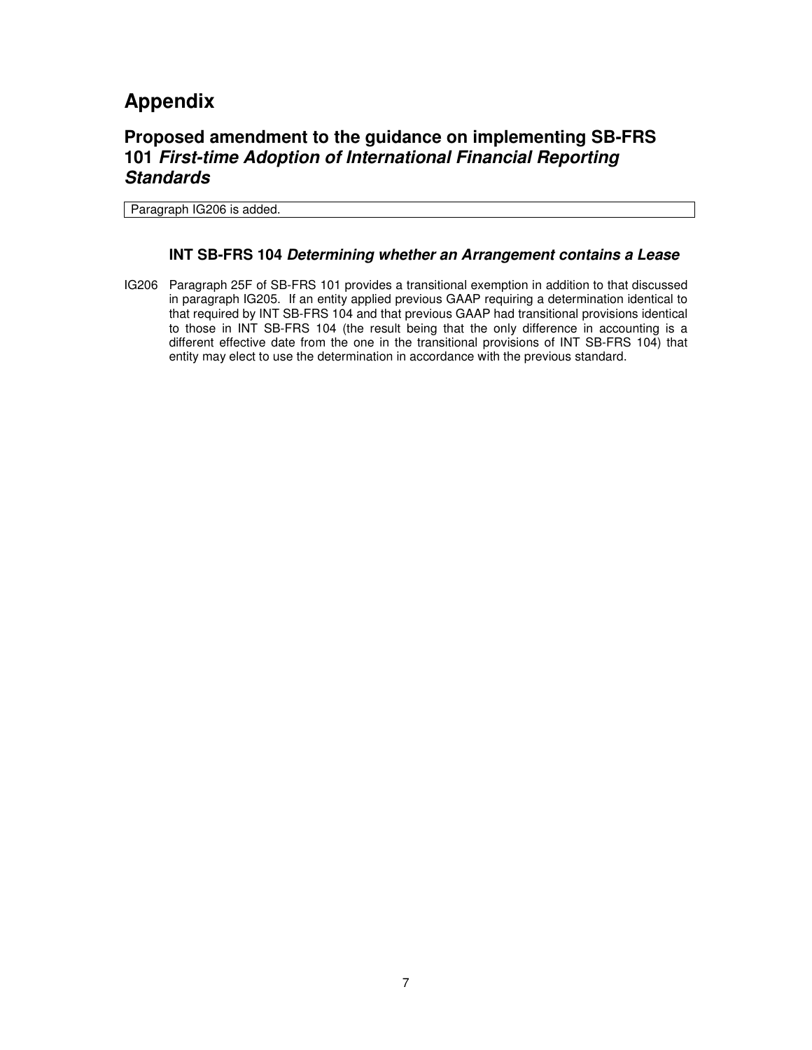# Appendix

## Proposed amendment to the guidance on implementing SB-FRS 101 *First-time Adoption of International Financial Reporting Standards*

Paragraph IG206 is added.

### INT SB-FRS 104 *Determining whether an Arrangement contains a Lease*

IG206 Paragraph 25F of SB-FRS 101 provides a transitional exemption in addition to that discussed in paragraph IG205. If an entity applied previous GAAP requiring a determination identical to that required by INT SB-FRS 104 and that previous GAAP had transitional provisions identical to those in INT SB-FRS 104 (the result being that the only difference in accounting is a different effective date from the one in the transitional provisions of INT SB-FRS 104) that entity may elect to use the determination in accordance with the previous standard.